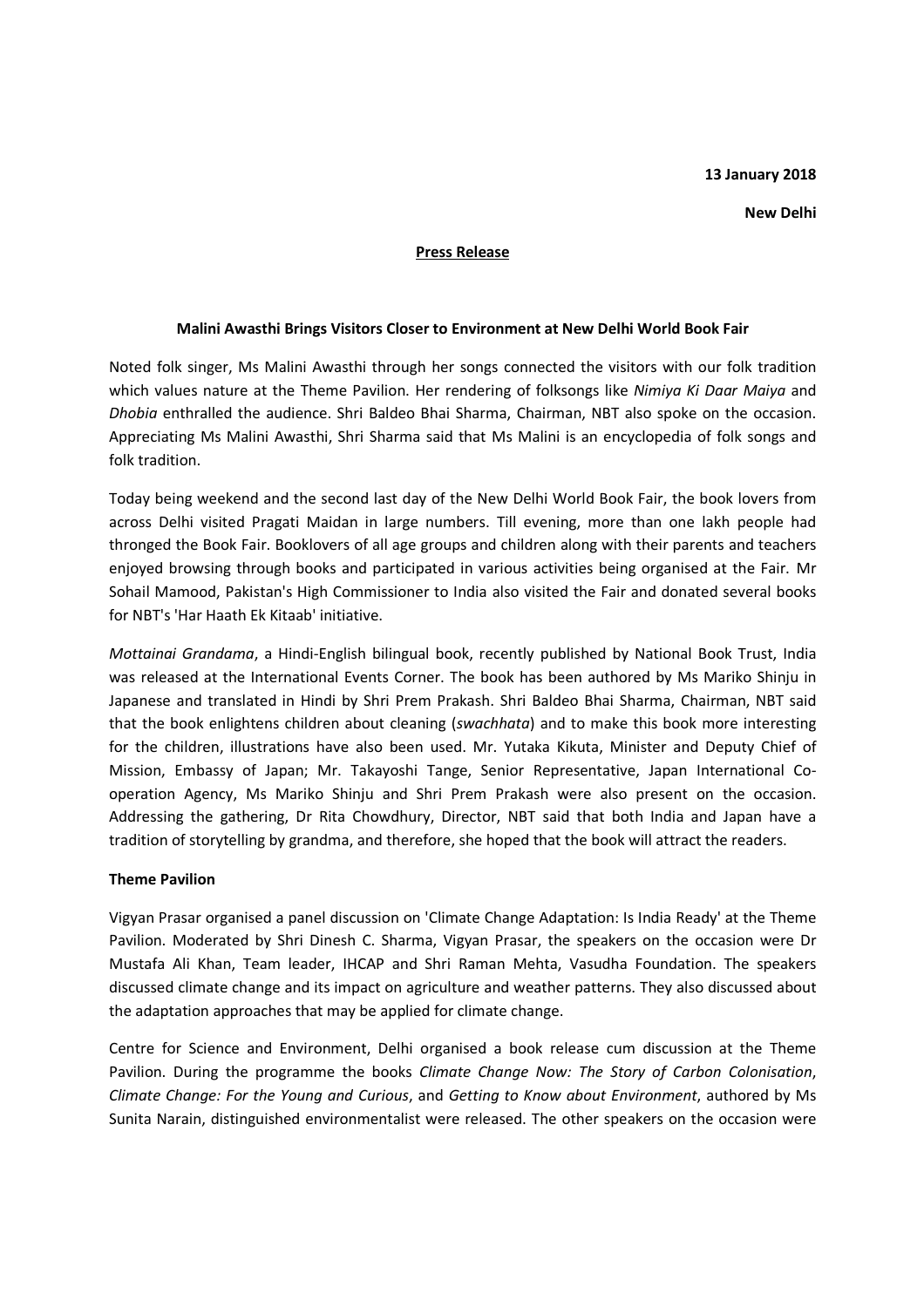**13 January 2018**

**New Delhi**

**Press Release**

**Malini Awasthi Brings Visitors Closer to Environment at New Delhi World Book Fair**

Noted folk singer, Ms Malini Awasthi through her songs connected the visitors with our folk tradition which values nature at the Theme Pavilion. Her rendering of folksongs like *Nimiya Ki Daar Maiya* and *Dhobia* enthralled the audience. Shri Baldeo Bhai Sharma, Chairman, NBT also spoke on the occasion. Appreciating Ms Malini Awasthi, Shri Sharma said that Ms Malini is an encyclopedia of folk songs and folk tradition.

Today being weekend and the second last day of the New Delhi World Book Fair, the book lovers from across Delhi visited Pragati Maidan in large numbers. Till evening, more than one lakh people had thronged the Book Fair. Booklovers of all age groups and children along with their parents and teachers enjoyed browsing through books and participated in various activities being organised at the Fair. Mr Sohail Mamood, Pakistan's High Commissioner to India also visited the Fair and donated several books for NBT's 'Har Haath Ek Kitaab' initiative.

*Mottainai Grandama*, a Hindi-English bilingual book, recently published by National Book Trust, India was released at the International Events Corner. The book has been authored by Ms Mariko Shinju in Japanese and translated in Hindi by Shri Prem Prakash. Shri Baldeo Bhai Sharma, Chairman, NBT said that the book enlightens children about cleaning (*swachhata*) and to make this book more interesting for the children, illustrations have also been used. Mr. Yutaka Kikuta, Minister and Deputy Chief of Mission, Embassy of Japan; Mr. Takayoshi Tange, Senior Representative, Japan International Co-operation Agency, Ms Mariko Shinju and Shri Prem Prakash were also present on the occasion. Addressing the gathering, Dr Rita Chowdhury, Director, NBT said that both India and Japan have a tradition of storytelling by grandma, and therefore, she hoped that the book will attract the readers.

**Theme Pavilion**

Vigyan Prasar organised a panel discussion on 'Climate Change Adaptation: Is India Ready' at the Theme Pavilion. Moderated by Shri Dinesh C. Sharma, Vigyan Prasar, the speakers on the occasion were Dr Mustafa Ali Khan, Team leader, IHCAP and Shri Raman Mehta, Vasudha Foundation. The speakers discussed climate change and its impact on agriculture and weather patterns. They also discussed about the adaptation approaches that may be applied for climate change.

Centre for Science and Environment, Delhi organised a book release cum discussion at the Theme Pavilion. During the programme the books *Climate Change Now: The Story of Carbon Colonisation*, *Climate Change: For the Young and Curious*, and *Getting to Know about Environment*, authored by Ms Sunita Narain, distinguished environmentalist were released. The other speakers on the occasion were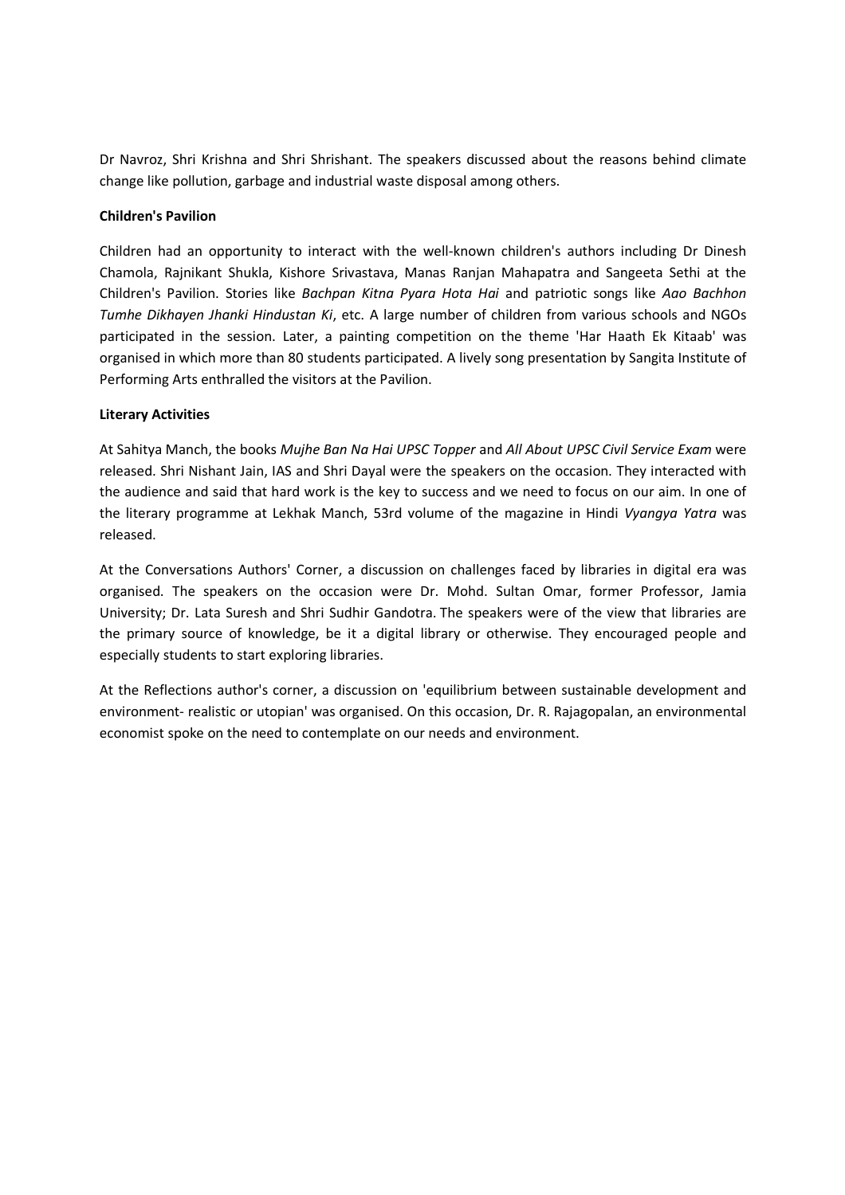Dr Navroz, Shri Krishna and Shri Shrishant. The speakers discussed about the reasons behind climate change like pollution, garbage and industrial waste disposal among others.

**Children's Pavilion**

Children had an opportunity to interact with the well-known children's authors including Dr Dinesh Chamola, Rajnikant Shukla, Kishore Srivastava, Manas Ranjan Mahapatra and Sangeeta Sethi at the Children's Pavilion. Stories like *Bachpan Kitna Pyara Hota Hai* and patriotic songs like *Aao Bachhon Tumhe Dikhayen Jhanki Hindustan Ki*, etc. A large number of children from various schools and NGOs participated in the session. Later, a painting competition on the theme 'Har Haath Ek Kitaab' was organised in which more than 80 students participated. A lively song presentation by Sangita Institute of Performing Arts enthralled the visitors at the Pavilion.

**Literary Activities**

At Sahitya Manch, the books *Mujhe Ban Na Hai UPSC Topper* and *All About UPSC Civil Service Exam* were released. Shri Nishant Jain, IAS and Shri Dayal were the speakers on the occasion. They interacted with the audience and said that hard work is the key to success and we need to focus on our aim. In one of the literary programme at Lekhak Manch, 53rd volume of the magazine in Hindi *Vyangya Yatra* was released.

At the Conversations Authors' Corner, a discussion on challenges faced by libraries in digital era was organised. The speakers on the occasion were Dr. Mohd. Sultan Omar, former Professor, Jamia University; Dr. Lata Suresh and Shri Sudhir Gandotra. The speakers were of the view that libraries are the primary source of knowledge, be it a digital library or otherwise. They encouraged people and especially students to start exploring libraries.

At the Reflections author's corner, a discussion on 'equilibrium between sustainable development and environment- realistic or utopian' was organised. On this occasion, Dr. R. Rajagopalan, an environmental economist spoke on the need to contemplate on our needs and environment.